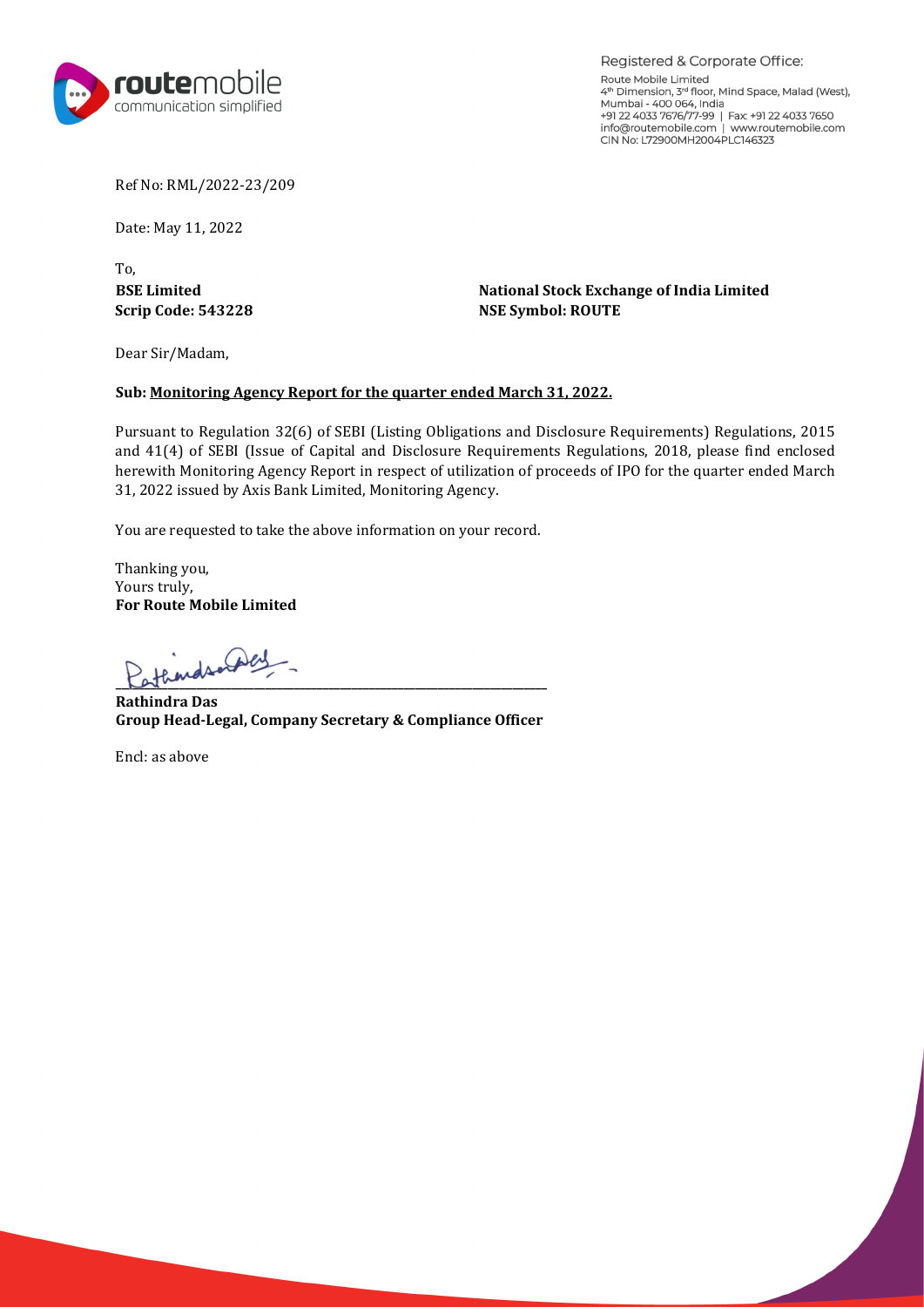Registered & Corporate Office:

Route Mobile Limited
4th Dimension, 3rd floor, Mind Space, Malad (West),
Mumbai - 400 064, India
+91 22 4033 7676/77-99 | Fax: +91 22 4033 7650
info@routemobile.com | www.routemobile.com
CIN No: L72900MH2004PLC146323

Ref No: RML/2022-23/209

Date: May 11, 2022

To,

**BSE Limited**
**Scrip Code: 543228**

**National Stock Exchange of India Limited**
**NSE Symbol: ROUTE**

Dear Sir/Madam,

**Sub: Monitoring Agency Report for the quarter ended March 31, 2022.**

Pursuant to Regulation 32(6) of SEBI (Listing Obligations and Disclosure Requirements) Regulations, 2015 and 41(4) of SEBI (Issue of Capital and Disclosure Requirements Regulations, 2018, please find enclosed herewith Monitoring Agency Report in respect of utilization of proceeds of IPO for the quarter ended March 31, 2022 issued by Axis Bank Limited, Monitoring Agency.

You are requested to take the above information on your record.

Thanking you,
Yours truly,
**For Route Mobile Limited**

**Rathindra Das**
**Group Head-Legal, Company Secretary & Compliance Officer**

Encl: as above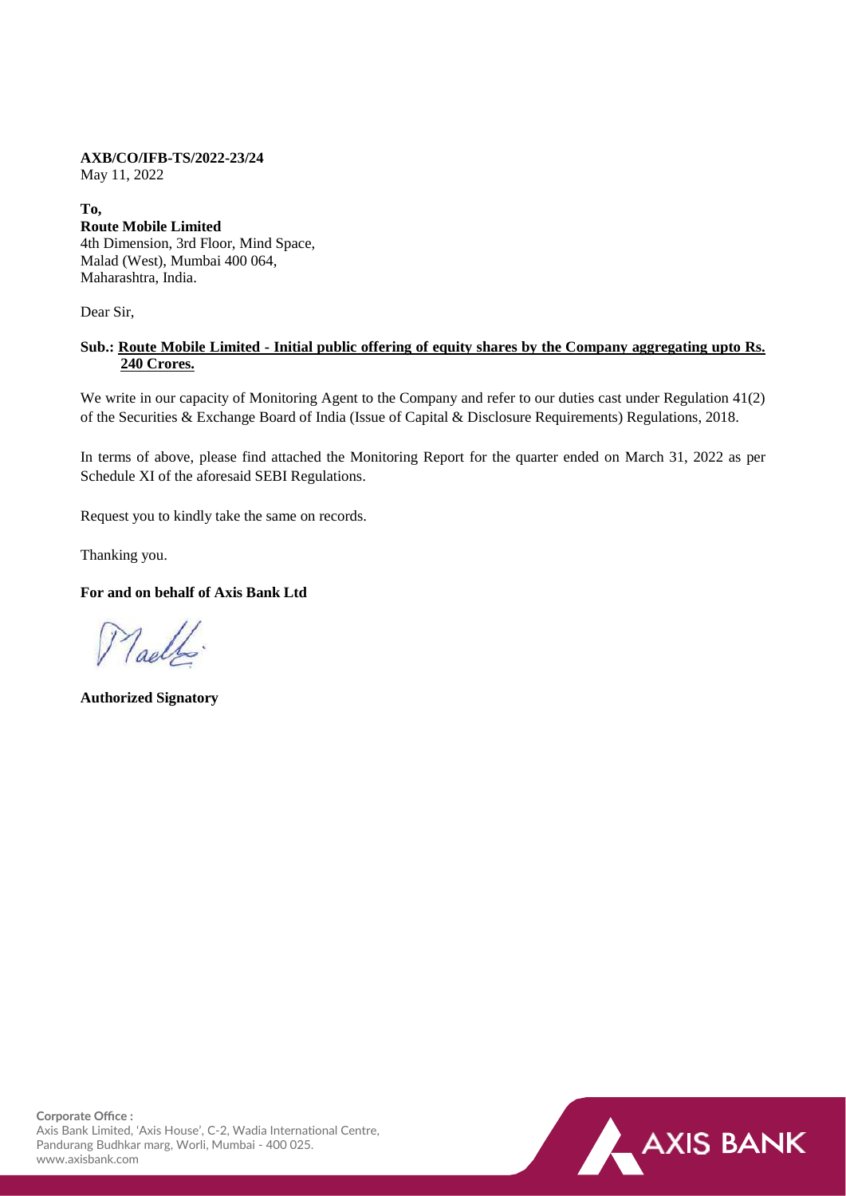**AXB/CO/IFB-TS/2022-23/24**
May 11, 2022

**To,**
**Route Mobile Limited**
4th Dimension, 3rd Floor, Mind Space,
Malad (West), Mumbai 400 064,
Maharashtra, India.

Dear Sir,

**Sub.: <u>Route Mobile Limited - Initial public offering of equity shares by the Company aggregating upto Rs. 240 Crores.</u>**

We write in our capacity of Monitoring Agent to the Company and refer to our duties cast under Regulation 41(2) of the Securities & Exchange Board of India (Issue of Capital & Disclosure Requirements) Regulations, 2018.

In terms of above, please find attached the Monitoring Report for the quarter ended on March 31, 2022 as per Schedule XI of the aforesaid SEBI Regulations.

Request you to kindly take the same on records.

Thanking you.

**For and on behalf of Axis Bank Ltd**

**Authorized Signatory**

**Corporate Office :**
Axis Bank Limited, 'Axis House', C-2, Wadia International Centre,
Pandurang Budhkar marg, Worli, Mumbai - 400 025.
www.axisbank.com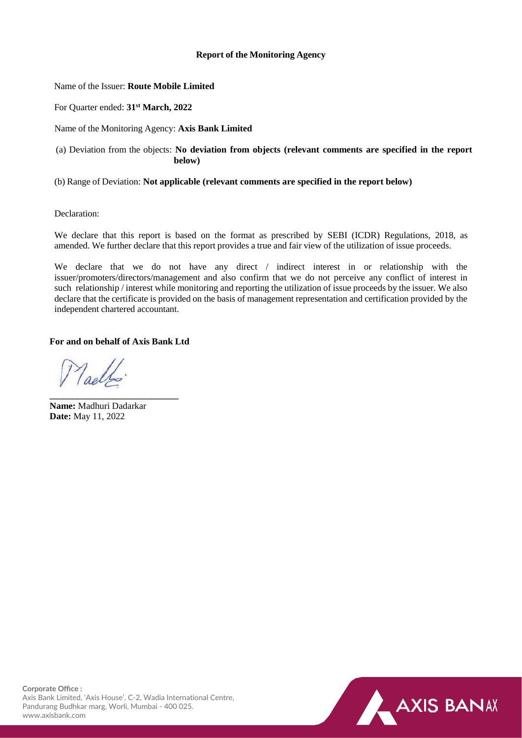# Report of the Monitoring Agency

Name of the Issuer: **Route Mobile Limited**

For Quarter ended: **31st March, 2022**

Name of the Monitoring Agency: **Axis Bank Limited**

(a) Deviation from the objects: **No deviation from objects (relevant comments are specified in the report below)**

(b) Range of Deviation: **Not applicable (relevant comments are specified in the report below)**

Declaration:

We declare that this report is based on the format as prescribed by SEBI (ICDR) Regulations, 2018, as amended. We further declare that this report provides a true and fair view of the utilization of issue proceeds.

We declare that we do not have any direct / indirect interest in or relationship with the issuer/promoters/directors/management and also confirm that we do not perceive any conflict of interest in such relationship / interest while monitoring and reporting the utilization of issue proceeds by the issuer. We also declare that the certificate is provided on the basis of management representation and certification provided by the independent chartered accountant.

**For and on behalf of Axis Bank Ltd**

\_\_\_\_\_\_\_\_\_\_\_\_\_\_\_\_\_\_\_\_\_\_\_\_\_\_\_

**Name:** Madhuri Dadarkar
**Date:** May 11, 2022

**Corporate Office :**
Axis Bank Limited, 'Axis House', C-2, Wadia International Centre, Pandurang Budhkar marg, Worli, Mumbai - 400 025.
www.axisbank.com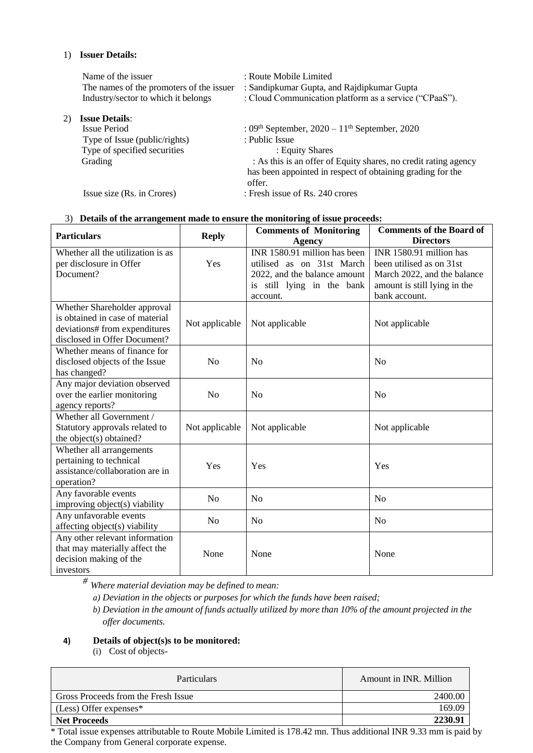1) **Issuer Details:**

| | |
|---|---|
| Name of the issuer | : Route Mobile Limited |
| The names of the promoters of the issuer | : Sandipkumar Gupta, and Rajdipkumar Gupta |
| Industry/sector to which it belongs | : Cloud Communication platform as a service ("CPaaS"). |

2) **Issue Details**:

| | |
|---|---|
| Issue Period | : 09th September, 2020 – 11th September, 2020 |
| Type of Issue (public/rights) | : Public Issue |
| Type of specified securities | : Equity Shares |
| Grading | : As this is an offer of Equity shares, no credit rating agency has been appointed in respect of obtaining grading for the offer. |
| Issue size (Rs. in Crores) | : Fresh issue of Rs. 240 crores |

3) **Details of the arrangement made to ensure the monitoring of issue proceeds:**

| Particulars | Reply | Comments of Monitoring Agency | Comments of the Board of Directors |
|---|---|---|---|
| Whether all the utilization is as per disclosure in Offer Document? | Yes | INR 1580.91 million has been utilised as on 31st March 2022, and the balance amount is still lying in the bank account. | INR 1580.91 million has been utilised as on 31st March 2022, and the balance amount is still lying in the bank account. |
| Whether Shareholder approval is obtained in case of material deviations# from expenditures disclosed in Offer Document? | Not applicable | Not applicable | Not applicable |
| Whether means of finance for disclosed objects of the Issue has changed? | No | No | No |
| Any major deviation observed over the earlier monitoring agency reports? | No | No | No |
| Whether all Government / Statutory approvals related to the object(s) obtained? | Not applicable | Not applicable | Not applicable |
| Whether all arrangements pertaining to technical assistance/collaboration are in operation? | Yes | Yes | Yes |
| Any favorable events improving object(s) viability | No | No | No |
| Any unfavorable events affecting object(s) viability | No | No | No |
| Any other relevant information that may materially affect the decision making of the investors | None | None | None |

*# Where material deviation may be defined to mean:*

*a) Deviation in the objects or purposes for which the funds have been raised;*

*b) Deviation in the amount of funds actually utilized by more than 10% of the amount projected in the offer documents.*

4) **Details of object(s)s to be monitored:**

(i) Cost of objects-

| Particulars | Amount in INR. Million |
|---|---|
| Gross Proceeds from the Fresh Issue | 2400.00 |
| (Less) Offer expenses* | 169.09 |
| **Net Proceeds** | **2230.91** |

* Total issue expenses attributable to Route Mobile Limited is 178.42 mn. Thus additional INR 9.33 mm is paid by the Company from General corporate expense.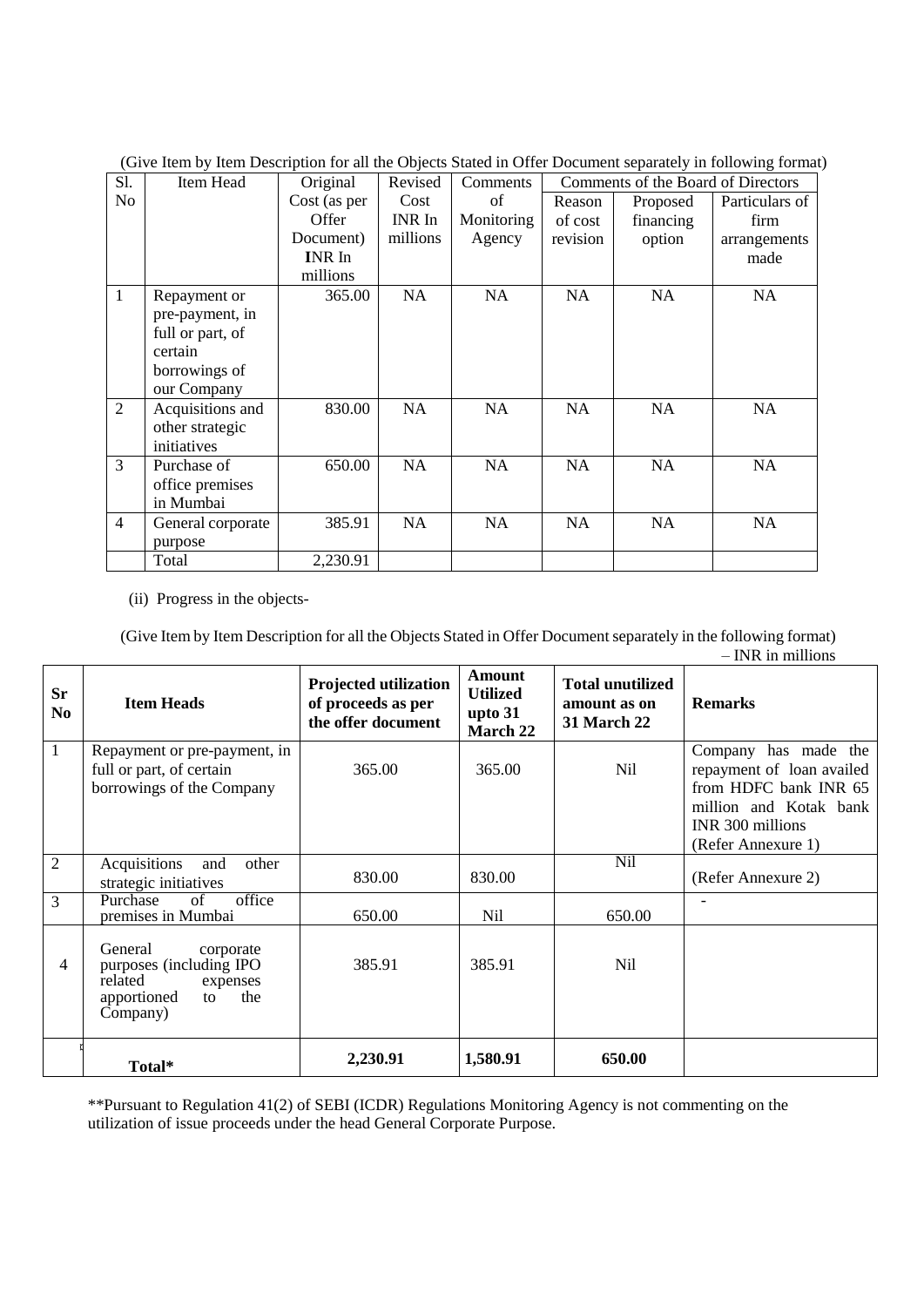(Give Item by Item Description for all the Objects Stated in Offer Document separately in following format)

| Sl. No | Item Head | Original Cost (as per Offer Document) INR In millions | Revised Cost INR In millions | Comments of Monitoring Agency | Comments of the Board of Directors | | |
|---|---|---|---|---|---|---|---|
| | | | | | Reason of cost revision | Proposed financing option | Particulars of firm arrangements made |
| 1 | Repayment or pre-payment, in full or part, of certain borrowings of our Company | 365.00 | NA | NA | NA | NA | NA |
| 2 | Acquisitions and other strategic initiatives | 830.00 | NA | NA | NA | NA | NA |
| 3 | Purchase of office premises in Mumbai | 650.00 | NA | NA | NA | NA | NA |
| 4 | General corporate purpose | 385.91 | NA | NA | NA | NA | NA |
| | Total | 2,230.91 | | | | | |

(ii) Progress in the objects-

(Give Item by Item Description for all the Objects Stated in Offer Document separately in the following format)

– INR in millions

| Sr No | Item Heads | Projected utilization of proceeds as per the offer document | Amount Utilized upto 31 March 22 | Total unutilized amount as on 31 March 22 | Remarks |
|---|---|---|---|---|---|
| 1 | Repayment or pre-payment, in full or part, of certain borrowings of the Company | 365.00 | 365.00 | Nil | Company has made the repayment of loan availed from HDFC bank INR 65 million and Kotak bank INR 300 millions (Refer Annexure 1) |
| 2 | Acquisitions and other strategic initiatives | 830.00 | 830.00 | Nil | (Refer Annexure 2) |
| 3 | Purchase of office premises in Mumbai | 650.00 | Nil | 650.00 | - |
| 4 | General corporate purposes (including IPO related expenses apportioned to the Company) | 385.91 | 385.91 | Nil | |
| | **Total*** | **2,230.91** | **1,580.91** | **650.00** | |

**Pursuant to Regulation 41(2) of SEBI (ICDR) Regulations Monitoring Agency is not commenting on the utilization of issue proceeds under the head General Corporate Purpose.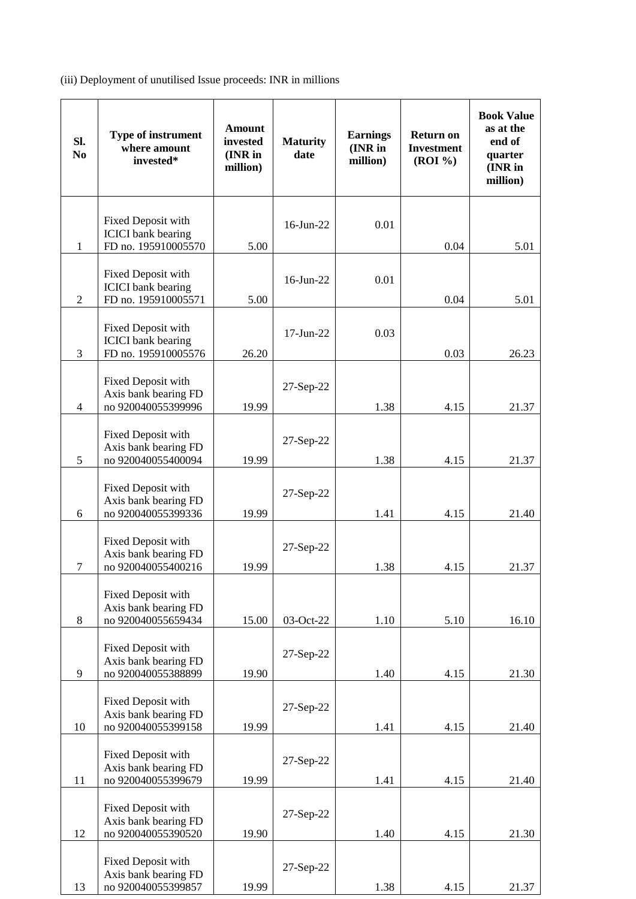(iii) Deployment of unutilised Issue proceeds: INR in millions

| Sl. No | Type of instrument where amount invested* | Amount invested (INR in million) | Maturity date | Earnings (INR in million) | Return on Investment (ROI %) | Book Value as at the end of quarter (INR in million) |
|---|---|---|---|---|---|---|
| 1 | Fixed Deposit with ICICI bank bearing FD no. 195910005570 | 5.00 | 16-Jun-22 | 0.01 | 0.04 | 5.01 |
| 2 | Fixed Deposit with ICICI bank bearing FD no. 195910005571 | 5.00 | 16-Jun-22 | 0.01 | 0.04 | 5.01 |
| 3 | Fixed Deposit with ICICI bank bearing FD no. 195910005576 | 26.20 | 17-Jun-22 | 0.03 | 0.03 | 26.23 |
| 4 | Fixed Deposit with Axis bank bearing FD no 920040055399996 | 19.99 | 27-Sep-22 | 1.38 | 4.15 | 21.37 |
| 5 | Fixed Deposit with Axis bank bearing FD no 920040055400094 | 19.99 | 27-Sep-22 | 1.38 | 4.15 | 21.37 |
| 6 | Fixed Deposit with Axis bank bearing FD no 920040055399336 | 19.99 | 27-Sep-22 | 1.41 | 4.15 | 21.40 |
| 7 | Fixed Deposit with Axis bank bearing FD no 920040055400216 | 19.99 | 27-Sep-22 | 1.38 | 4.15 | 21.37 |
| 8 | Fixed Deposit with Axis bank bearing FD no 920040055659434 | 15.00 | 03-Oct-22 | 1.10 | 5.10 | 16.10 |
| 9 | Fixed Deposit with Axis bank bearing FD no 920040055388899 | 19.90 | 27-Sep-22 | 1.40 | 4.15 | 21.30 |
| 10 | Fixed Deposit with Axis bank bearing FD no 920040055399158 | 19.99 | 27-Sep-22 | 1.41 | 4.15 | 21.40 |
| 11 | Fixed Deposit with Axis bank bearing FD no 920040055399679 | 19.99 | 27-Sep-22 | 1.41 | 4.15 | 21.40 |
| 12 | Fixed Deposit with Axis bank bearing FD no 920040055390520 | 19.90 | 27-Sep-22 | 1.40 | 4.15 | 21.30 |
| 13 | Fixed Deposit with Axis bank bearing FD no 920040055399857 | 19.99 | 27-Sep-22 | 1.38 | 4.15 | 21.37 |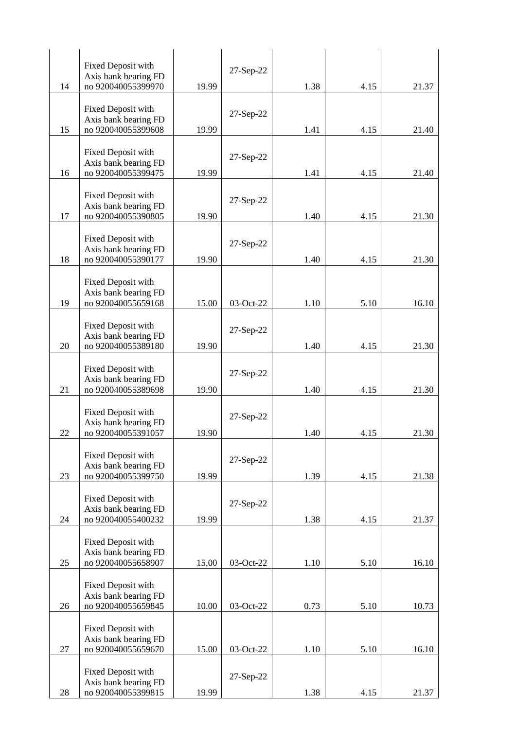| | | | | | | |
|---|---|---|---|---|---|---|
| 14 | Fixed Deposit with Axis bank bearing FD no 920040055399970 | 19.99 | 27-Sep-22 | 1.38 | 4.15 | 21.37 |
| 15 | Fixed Deposit with Axis bank bearing FD no 920040055399608 | 19.99 | 27-Sep-22 | 1.41 | 4.15 | 21.40 |
| 16 | Fixed Deposit with Axis bank bearing FD no 920040055399475 | 19.99 | 27-Sep-22 | 1.41 | 4.15 | 21.40 |
| 17 | Fixed Deposit with Axis bank bearing FD no 920040055390805 | 19.90 | 27-Sep-22 | 1.40 | 4.15 | 21.30 |
| 18 | Fixed Deposit with Axis bank bearing FD no 920040055390177 | 19.90 | 27-Sep-22 | 1.40 | 4.15 | 21.30 |
| 19 | Fixed Deposit with Axis bank bearing FD no 920040055659168 | 15.00 | 03-Oct-22 | 1.10 | 5.10 | 16.10 |
| 20 | Fixed Deposit with Axis bank bearing FD no 920040055389180 | 19.90 | 27-Sep-22 | 1.40 | 4.15 | 21.30 |
| 21 | Fixed Deposit with Axis bank bearing FD no 920040055389698 | 19.90 | 27-Sep-22 | 1.40 | 4.15 | 21.30 |
| 22 | Fixed Deposit with Axis bank bearing FD no 920040055391057 | 19.90 | 27-Sep-22 | 1.40 | 4.15 | 21.30 |
| 23 | Fixed Deposit with Axis bank bearing FD no 920040055399750 | 19.99 | 27-Sep-22 | 1.39 | 4.15 | 21.38 |
| 24 | Fixed Deposit with Axis bank bearing FD no 920040055400232 | 19.99 | 27-Sep-22 | 1.38 | 4.15 | 21.37 |
| 25 | Fixed Deposit with Axis bank bearing FD no 920040055658907 | 15.00 | 03-Oct-22 | 1.10 | 5.10 | 16.10 |
| 26 | Fixed Deposit with Axis bank bearing FD no 920040055659845 | 10.00 | 03-Oct-22 | 0.73 | 5.10 | 10.73 |
| 27 | Fixed Deposit with Axis bank bearing FD no 920040055659670 | 15.00 | 03-Oct-22 | 1.10 | 5.10 | 16.10 |
| 28 | Fixed Deposit with Axis bank bearing FD no 920040055399815 | 19.99 | 27-Sep-22 | 1.38 | 4.15 | 21.37 |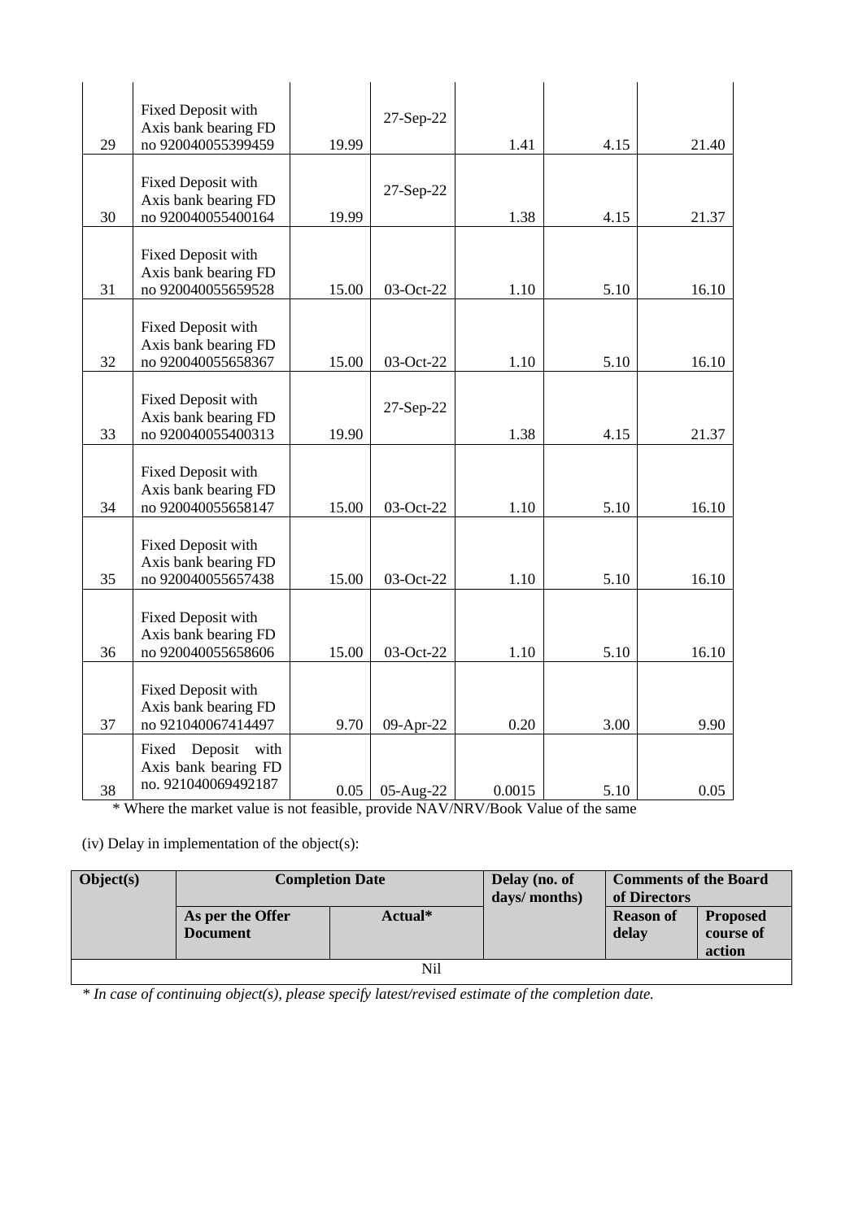| | | | | | | |
|---|---|---|---|---|---|---|
| 29 | Fixed Deposit with Axis bank bearing FD no 920040055399459 | 19.99 | 27-Sep-22 | 1.41 | 4.15 | 21.40 |
| 30 | Fixed Deposit with Axis bank bearing FD no 920040055400164 | 19.99 | 27-Sep-22 | 1.38 | 4.15 | 21.37 |
| 31 | Fixed Deposit with Axis bank bearing FD no 920040055659528 | 15.00 | 03-Oct-22 | 1.10 | 5.10 | 16.10 |
| 32 | Fixed Deposit with Axis bank bearing FD no 920040055658367 | 15.00 | 03-Oct-22 | 1.10 | 5.10 | 16.10 |
| 33 | Fixed Deposit with Axis bank bearing FD no 920040055400313 | 19.90 | 27-Sep-22 | 1.38 | 4.15 | 21.37 |
| 34 | Fixed Deposit with Axis bank bearing FD no 920040055658147 | 15.00 | 03-Oct-22 | 1.10 | 5.10 | 16.10 |
| 35 | Fixed Deposit with Axis bank bearing FD no 920040055657438 | 15.00 | 03-Oct-22 | 1.10 | 5.10 | 16.10 |
| 36 | Fixed Deposit with Axis bank bearing FD no 920040055658606 | 15.00 | 03-Oct-22 | 1.10 | 5.10 | 16.10 |
| 37 | Fixed Deposit with Axis bank bearing FD no 921040067414497 | 9.70 | 09-Apr-22 | 0.20 | 3.00 | 9.90 |
| 38 | Fixed Deposit with Axis bank bearing FD no. 921040069492187 | 0.05 | 05-Aug-22 | 0.0015 | 5.10 | 0.05 |

* Where the market value is not feasible, provide NAV/NRV/Book Value of the same

(iv) Delay in implementation of the object(s):

| Object(s) | Completion Date | | Delay (no. of days/ months) | Comments of the Board of Directors | |
|---|---|---|---|---|---|
| | As per the Offer Document | Actual* | | Reason of delay | Proposed course of action |
| Nil | | | | | |

*\* In case of continuing object(s), please specify latest/revised estimate of the completion date.*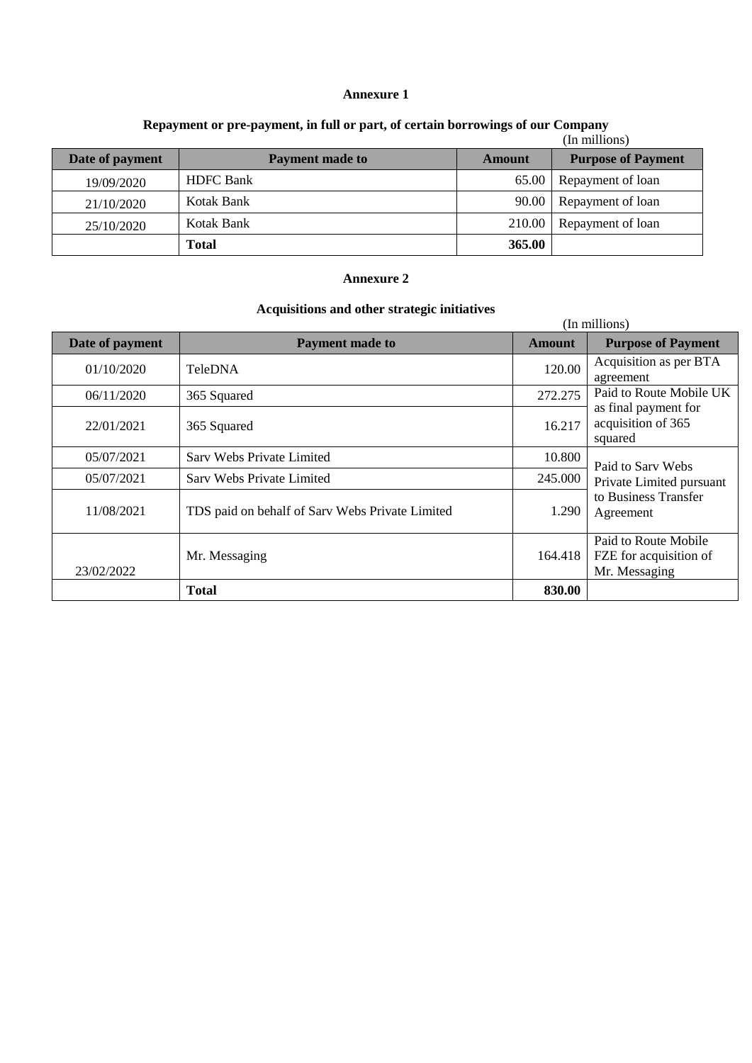**Annexure 1**

**Repayment or pre-payment, in full or part, of certain borrowings of our Company**

(In millions)

| Date of payment | Payment made to | Amount | Purpose of Payment |
|---|---|---|---|
| 19/09/2020 | HDFC Bank | 65.00 | Repayment of loan |
| 21/10/2020 | Kotak Bank | 90.00 | Repayment of loan |
| 25/10/2020 | Kotak Bank | 210.00 | Repayment of loan |
| | **Total** | **365.00** | |

**Annexure 2**

**Acquisitions and other strategic initiatives**

(In millions)

| Date of payment | Payment made to | Amount | Purpose of Payment |
|---|---|---|---|
| 01/10/2020 | TeleDNA | 120.00 | Acquisition as per BTA agreement |
| 06/11/2020 | 365 Squared | 272.275 | Paid to Route Mobile UK as final payment for acquisition of 365 squared |
| 22/01/2021 | 365 Squared | 16.217 | |
| 05/07/2021 | Sarv Webs Private Limited | 10.800 | Paid to Sarv Webs Private Limited pursuant to Business Transfer Agreement |
| 05/07/2021 | Sarv Webs Private Limited | 245.000 | |
| 11/08/2021 | TDS paid on behalf of Sarv Webs Private Limited | 1.290 | |
| 23/02/2022 | Mr. Messaging | 164.418 | Paid to Route Mobile FZE for acquisition of Mr. Messaging |
| | **Total** | **830.00** | |